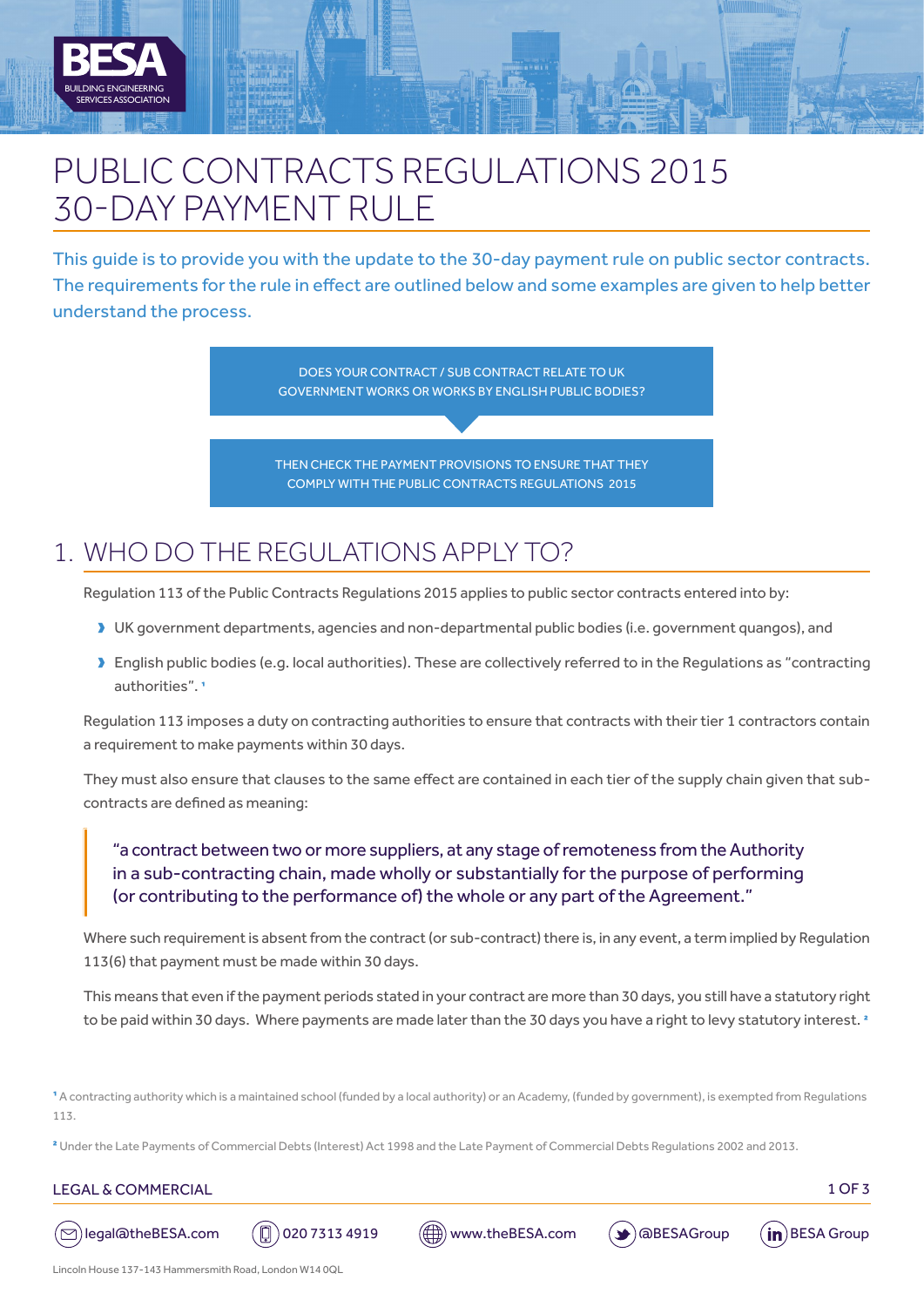# PUBLIC CONTRACTS REGULATIONS 2015 30-DAY PAYMENT RULE

This guide is to provide you with the update to the 30-day payment rule on public sector contracts. The requirements for the rule in effect are outlined below and some examples are given to help better understand the process.

DOES YOUR CONTRACT / SUB CONTRACT RELATE TO UK GOVERNMENT WORKS OR WORKS BY ENGLISH PUBLIC BODIES?

THEN CHECK THE PAYMENT PROVISIONS TO ENSURE THAT THEY COMPLY WITH THE PUBLIC CONTRACTS REGULATIONS 2015

## 1. WHO DO THE REGULATIONS APPLY TO?

Regulation 113 of the Public Contracts Regulations 2015 applies to public sector contracts entered into by:

- UK government departments, agencies and non-departmental public bodies (i.e. government quangos), and
- English public bodies (e.g. local authorities). These are collectively referred to in the Regulations as "contracting authorities".[1]

Regulation 113 imposes a duty on contracting authorities to ensure that contracts with their tier 1 contractors contain a requirement to make payments within 30 days.

They must also ensure that clauses to the same effect are contained in each tier of the supply chain given that sub-contracts are defined as meaning:

> "a contract between two or more suppliers, at any stage of remoteness from the Authority in a sub-contracting chain, made wholly or substantially for the purpose of performing (or contributing to the performance of) the whole or any part of the Agreement."

Where such requirement is absent from the contract (or sub-contract) there is, in any event, a term implied by Regulation 113(6) that payment must be made within 30 days.

This means that even if the payment periods stated in your contract are more than 30 days, you still have a statutory right to be paid within 30 days. Where payments are made later than the 30 days you have a right to levy statutory interest.[2]

[1] A contracting authority which is a maintained school (funded by a local authority) or an Academy, (funded by government), is exempted from Regulations 113.

[2] Under the Late Payments of Commercial Debts (Interest) Act 1998 and the Late Payment of Commercial Debts Regulations 2002 and 2013.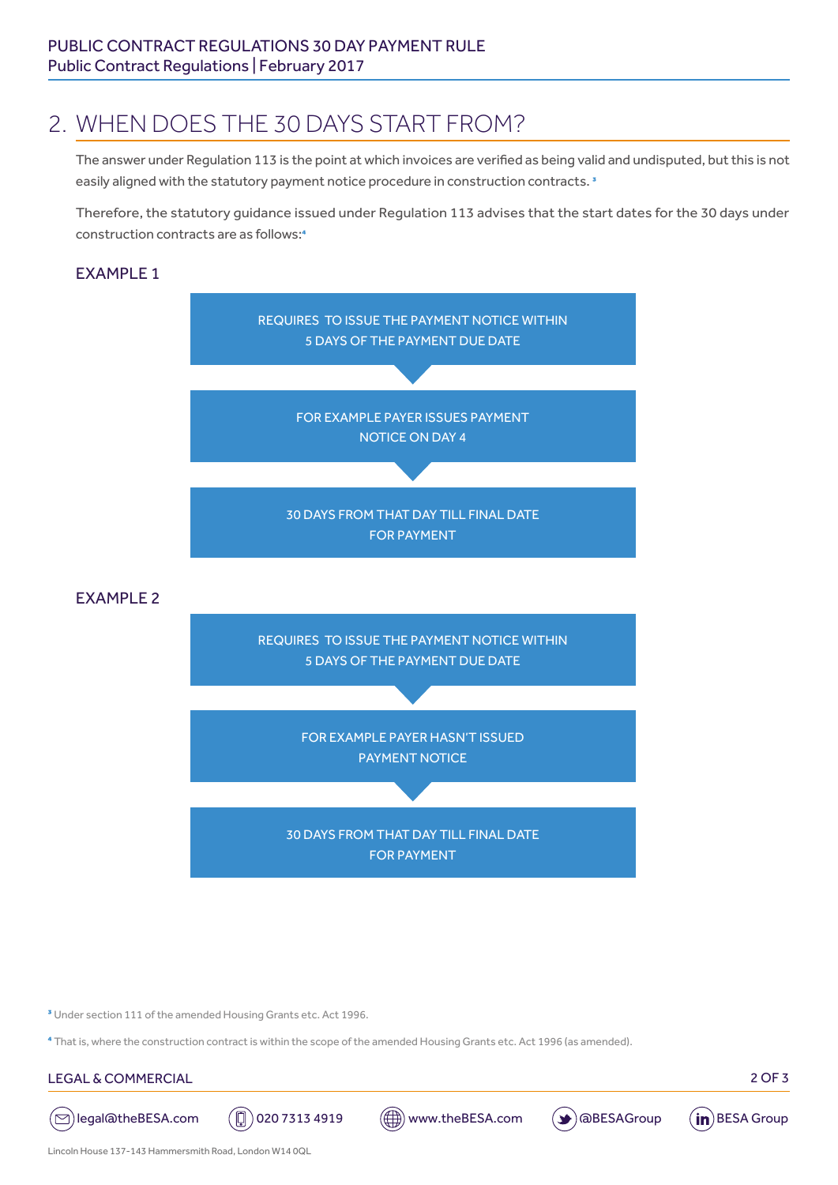## 2. WHEN DOES THE 30 DAYS START FROM?

The answer under Regulation 113 is the point at which invoices are verified as being valid and undisputed, but this is not easily aligned with the statutory payment notice procedure in construction contracts. [3]

Therefore, the statutory guidance issued under Regulation 113 advises that the start dates for the 30 days under construction contracts are as follows:[4]

### EXAMPLE 1

REQUIRES TO ISSUE THE PAYMENT NOTICE WITHIN 5 DAYS OF THE PAYMENT DUE DATE

↓

FOR EXAMPLE PAYER ISSUES PAYMENT NOTICE ON DAY 4

↓

30 DAYS FROM THAT DAY TILL FINAL DATE FOR PAYMENT

### EXAMPLE 2

REQUIRES TO ISSUE THE PAYMENT NOTICE WITHIN 5 DAYS OF THE PAYMENT DUE DATE

↓

FOR EXAMPLE PAYER HASN'T ISSUED PAYMENT NOTICE

↓

30 DAYS FROM THAT DAY TILL FINAL DATE FOR PAYMENT

[3] Under section 111 of the amended Housing Grants etc. Act 1996.

[4] That is, where the construction contract is within the scope of the amended Housing Grants etc. Act 1996 (as amended).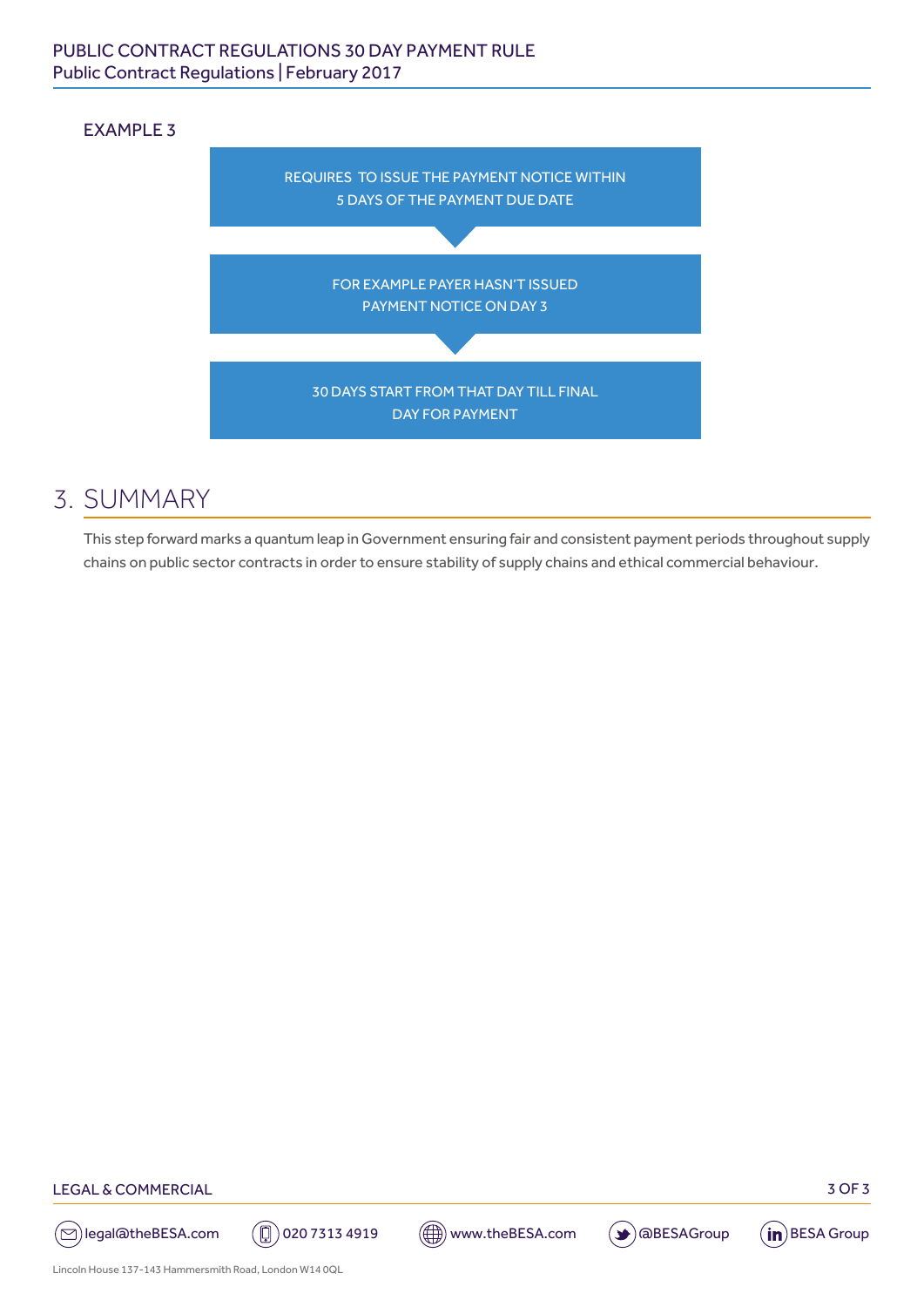EXAMPLE 3

REQUIRES TO ISSUE THE PAYMENT NOTICE WITHIN 5 DAYS OF THE PAYMENT DUE DATE

FOR EXAMPLE PAYER HASN'T ISSUED PAYMENT NOTICE ON DAY 3

30 DAYS START FROM THAT DAY TILL FINAL DAY FOR PAYMENT

## 3. SUMMARY

This step forward marks a quantum leap in Government ensuring fair and consistent payment periods throughout supply chains on public sector contracts in order to ensure stability of supply chains and ethical commercial behaviour.